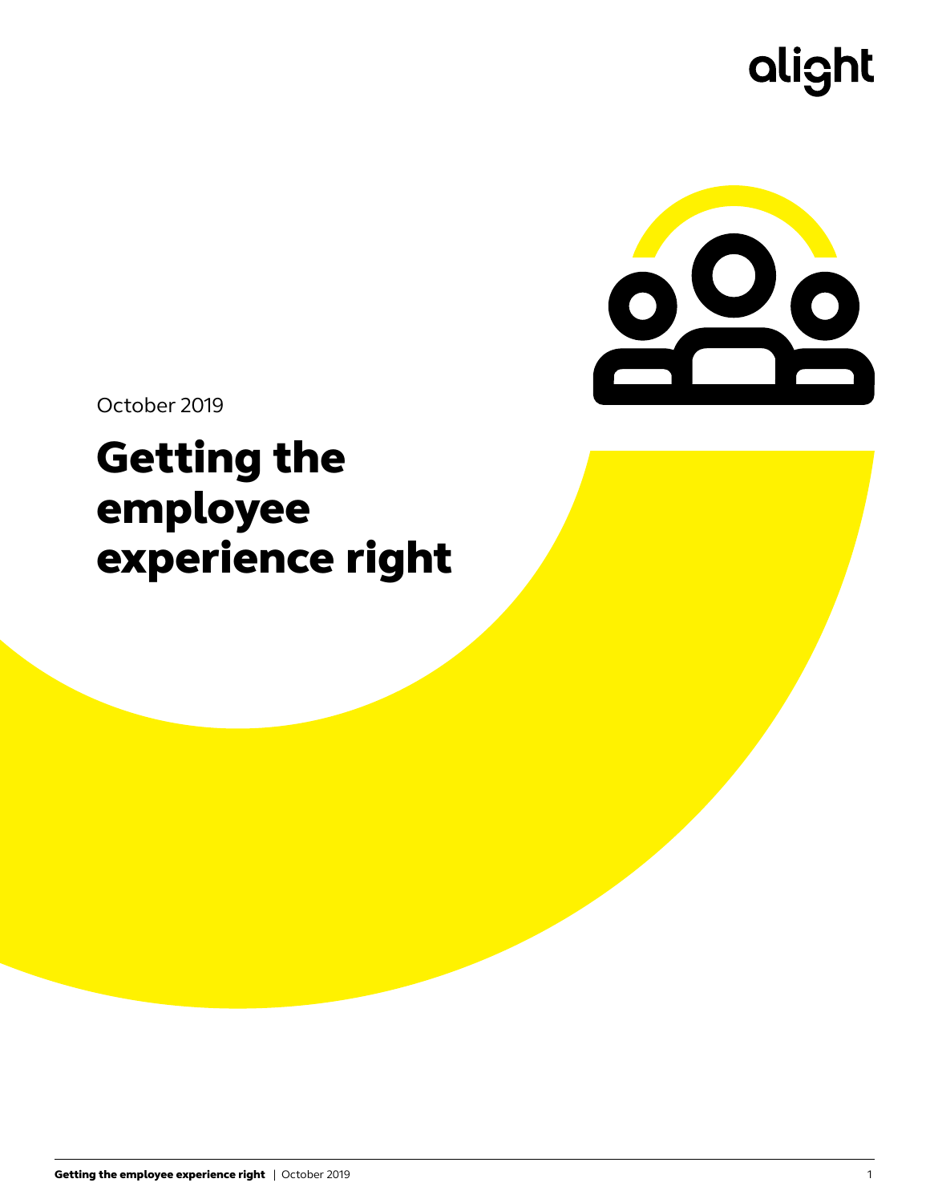October 2019

# Getting the employee experience right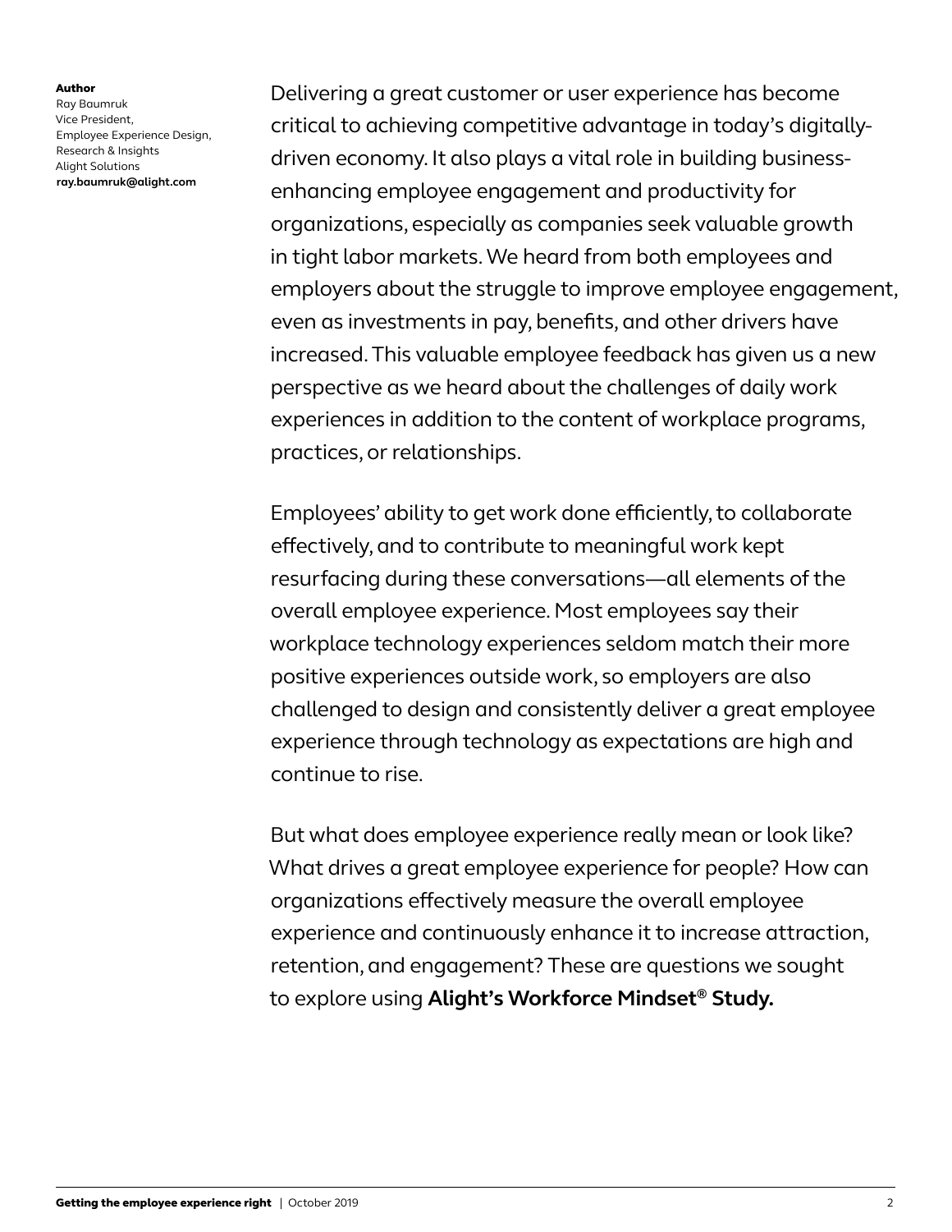**Author**
Ray Baumruk
Vice President,
Employee Experience Design,
Research & Insights
Alight Solutions
**ray.baumruk@alight.com**

Delivering a great customer or user experience has become critical to achieving competitive advantage in today's digitally-driven economy. It also plays a vital role in building business-enhancing employee engagement and productivity for organizations, especially as companies seek valuable growth in tight labor markets. We heard from both employees and employers about the struggle to improve employee engagement, even as investments in pay, benefits, and other drivers have increased. This valuable employee feedback has given us a new perspective as we heard about the challenges of daily work experiences in addition to the content of workplace programs, practices, or relationships.

Employees' ability to get work done efficiently, to collaborate effectively, and to contribute to meaningful work kept resurfacing during these conversations—all elements of the overall employee experience. Most employees say their workplace technology experiences seldom match their more positive experiences outside work, so employers are also challenged to design and consistently deliver a great employee experience through technology as expectations are high and continue to rise.

But what does employee experience really mean or look like? What drives a great employee experience for people? How can organizations effectively measure the overall employee experience and continuously enhance it to increase attraction, retention, and engagement? These are questions we sought to explore using **Alight's Workforce Mindset® Study.**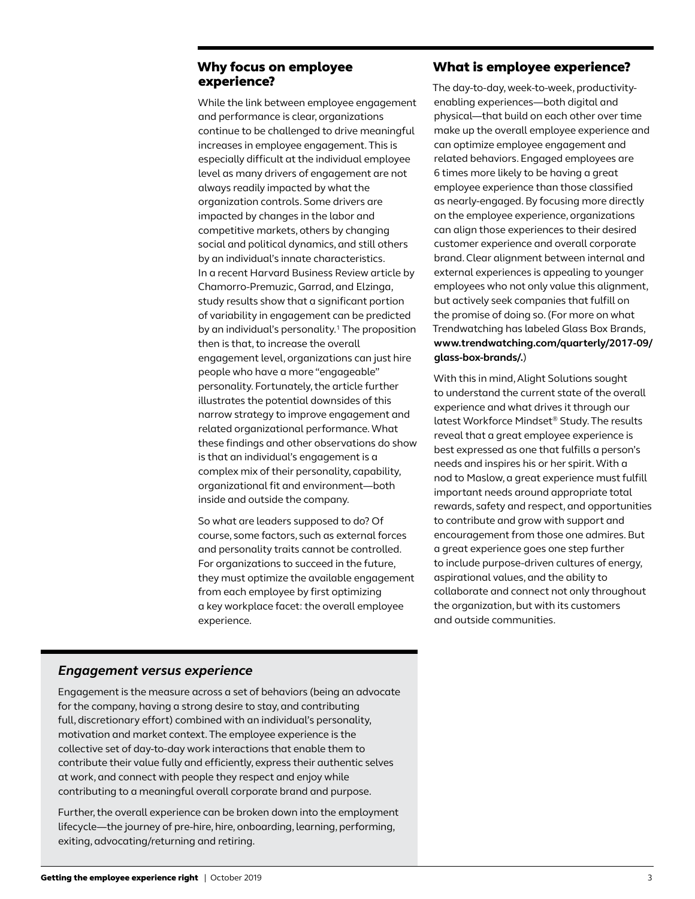## Why focus on employee experience?

While the link between employee engagement and performance is clear, organizations continue to be challenged to drive meaningful increases in employee engagement. This is especially difficult at the individual employee level as many drivers of engagement are not always readily impacted by what the organization controls. Some drivers are impacted by changes in the labor and competitive markets, others by changing social and political dynamics, and still others by an individual's innate characteristics. In a recent Harvard Business Review article by Chamorro-Premuzic, Garrad, and Elzinga, study results show that a significant portion of variability in engagement can be predicted by an individual's personality.[1] The proposition then is that, to increase the overall engagement level, organizations can just hire people who have a more "engageable" personality. Fortunately, the article further illustrates the potential downsides of this narrow strategy to improve engagement and related organizational performance. What these findings and other observations do show is that an individual's engagement is a complex mix of their personality, capability, organizational fit and environment—both inside and outside the company.

So what are leaders supposed to do? Of course, some factors, such as external forces and personality traits cannot be controlled. For organizations to succeed in the future, they must optimize the available engagement from each employee by first optimizing a key workplace facet: the overall employee experience.

## What is employee experience?

The day-to-day, week-to-week, productivity-enabling experiences—both digital and physical—that build on each other over time make up the overall employee experience and can optimize employee engagement and related behaviors. Engaged employees are 6 times more likely to be having a great employee experience than those classified as nearly-engaged. By focusing more directly on the employee experience, organizations can align those experiences to their desired customer experience and overall corporate brand. Clear alignment between internal and external experiences is appealing to younger employees who not only value this alignment, but actively seek companies that fulfill on the promise of doing so. (For more on what Trendwatching has labeled Glass Box Brands, **www.trendwatching.com/quarterly/2017-09/glass-box-brands/.**)

With this in mind, Alight Solutions sought to understand the current state of the overall experience and what drives it through our latest Workforce Mindset® Study. The results reveal that a great employee experience is best expressed as one that fulfills a person's needs and inspires his or her spirit. With a nod to Maslow, a great experience must fulfill important needs around appropriate total rewards, safety and respect, and opportunities to contribute and grow with support and encouragement from those one admires. But a great experience goes one step further to include purpose-driven cultures of energy, aspirational values, and the ability to collaborate and connect not only throughout the organization, but with its customers and outside communities.

### *Engagement versus experience*

Engagement is the measure across a set of behaviors (being an advocate for the company, having a strong desire to stay, and contributing full, discretionary effort) combined with an individual's personality, motivation and market context. The employee experience is the collective set of day-to-day work interactions that enable them to contribute their value fully and efficiently, express their authentic selves at work, and connect with people they respect and enjoy while contributing to a meaningful overall corporate brand and purpose.

Further, the overall experience can be broken down into the employment lifecycle—the journey of pre-hire, hire, onboarding, learning, performing, exiting, advocating/returning and retiring.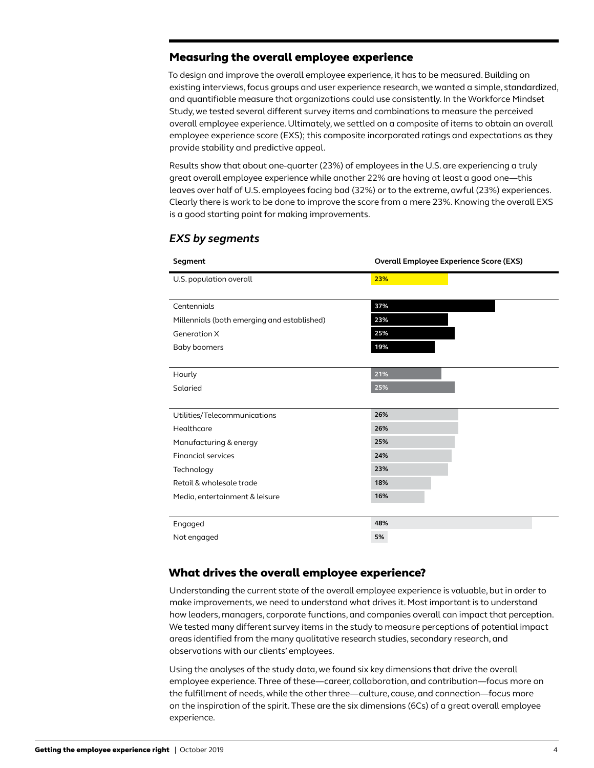## Measuring the overall employee experience

To design and improve the overall employee experience, it has to be measured. Building on existing interviews, focus groups and user experience research, we wanted a simple, standardized, and quantifiable measure that organizations could use consistently. In the Workforce Mindset Study, we tested several different survey items and combinations to measure the perceived overall employee experience. Ultimately, we settled on a composite of items to obtain an overall employee experience score (EXS); this composite incorporated ratings and expectations as they provide stability and predictive appeal.

Results show that about one-quarter (23%) of employees in the U.S. are experiencing a truly great overall employee experience while another 22% are having at least a good one—this leaves over half of U.S. employees facing bad (32%) or to the extreme, awful (23%) experiences. Clearly there is work to be done to improve the score from a mere 23%. Knowing the overall EXS is a good starting point for making improvements.

### *EXS by segments*

| Segment | Overall Employee Experience Score (EXS) |
|---|---|
| U.S. population overall | 23% |
| Centennials | 37% |
| Millennials (both emerging and established) | 23% |
| Generation X | 25% |
| Baby boomers | 19% |
| Hourly | 21% |
| Salaried | 25% |
| Utilities/Telecommunications | 26% |
| Healthcare | 26% |
| Manufacturing & energy | 25% |
| Financial services | 24% |
| Technology | 23% |
| Retail & wholesale trade | 18% |
| Media, entertainment & leisure | 16% |
| Engaged | 48% |
| Not engaged | 5% |

## What drives the overall employee experience?

Understanding the current state of the overall employee experience is valuable, but in order to make improvements, we need to understand what drives it. Most important is to understand how leaders, managers, corporate functions, and companies overall can impact that perception. We tested many different survey items in the study to measure perceptions of potential impact areas identified from the many qualitative research studies, secondary research, and observations with our clients' employees.

Using the analyses of the study data, we found six key dimensions that drive the overall employee experience. Three of these—career, collaboration, and contribution—focus more on the fulfillment of needs, while the other three—culture, cause, and connection—focus more on the inspiration of the spirit. These are the six dimensions (6Cs) of a great overall employee experience.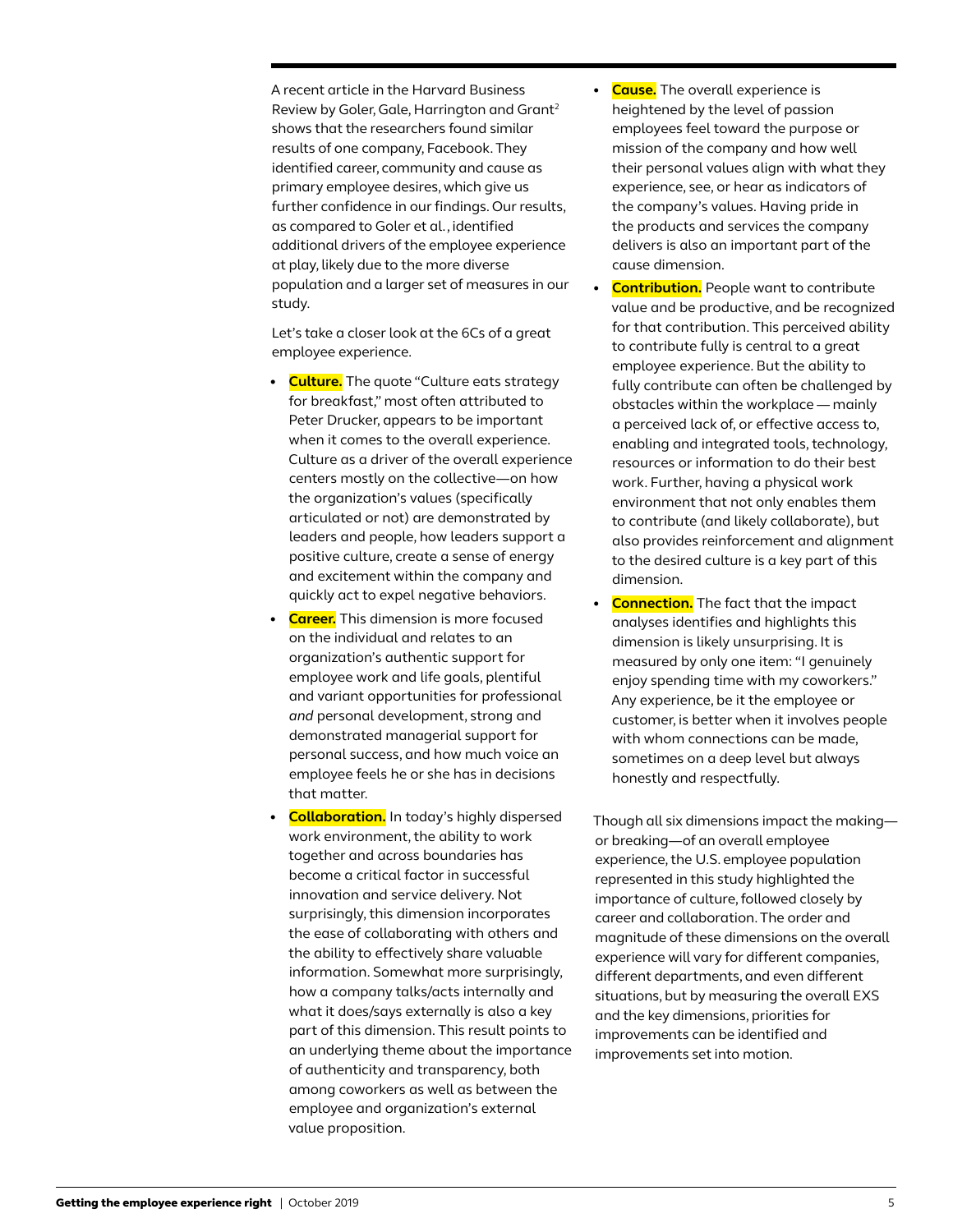A recent article in the Harvard Business Review by Goler, Gale, Harrington and Grant[2] shows that the researchers found similar results of one company, Facebook. They identified career, community and cause as primary employee desires, which give us further confidence in our findings. Our results, as compared to Goler et al., identified additional drivers of the employee experience at play, likely due to the more diverse population and a larger set of measures in our study.

Let's take a closer look at the 6Cs of a great employee experience.

- **Culture.** The quote "Culture eats strategy for breakfast," most often attributed to Peter Drucker, appears to be important when it comes to the overall experience. Culture as a driver of the overall experience centers mostly on the collective—on how the organization's values (specifically articulated or not) are demonstrated by leaders and people, how leaders support a positive culture, create a sense of energy and excitement within the company and quickly act to expel negative behaviors.
- **Career.** This dimension is more focused on the individual and relates to an organization's authentic support for employee work and life goals, plentiful and variant opportunities for professional *and* personal development, strong and demonstrated managerial support for personal success, and how much voice an employee feels he or she has in decisions that matter.
- **Collaboration.** In today's highly dispersed work environment, the ability to work together and across boundaries has become a critical factor in successful innovation and service delivery. Not surprisingly, this dimension incorporates the ease of collaborating with others and the ability to effectively share valuable information. Somewhat more surprisingly, how a company talks/acts internally and what it does/says externally is also a key part of this dimension. This result points to an underlying theme about the importance of authenticity and transparency, both among coworkers as well as between the employee and organization's external value proposition.
- **Cause.** The overall experience is heightened by the level of passion employees feel toward the purpose or mission of the company and how well their personal values align with what they experience, see, or hear as indicators of the company's values. Having pride in the products and services the company delivers is also an important part of the cause dimension.
- **Contribution.** People want to contribute value and be productive, and be recognized for that contribution. This perceived ability to contribute fully is central to a great employee experience. But the ability to fully contribute can often be challenged by obstacles within the workplace — mainly a perceived lack of, or effective access to, enabling and integrated tools, technology, resources or information to do their best work. Further, having a physical work environment that not only enables them to contribute (and likely collaborate), but also provides reinforcement and alignment to the desired culture is a key part of this dimension.
- **Connection.** The fact that the impact analyses identifies and highlights this dimension is likely unsurprising. It is measured by only one item: "I genuinely enjoy spending time with my coworkers." Any experience, be it the employee or customer, is better when it involves people with whom connections can be made, sometimes on a deep level but always honestly and respectfully.

Though all six dimensions impact the making—or breaking—of an overall employee experience, the U.S. employee population represented in this study highlighted the importance of culture, followed closely by career and collaboration. The order and magnitude of these dimensions on the overall experience will vary for different companies, different departments, and even different situations, but by measuring the overall EXS and the key dimensions, priorities for improvements can be identified and improvements set into motion.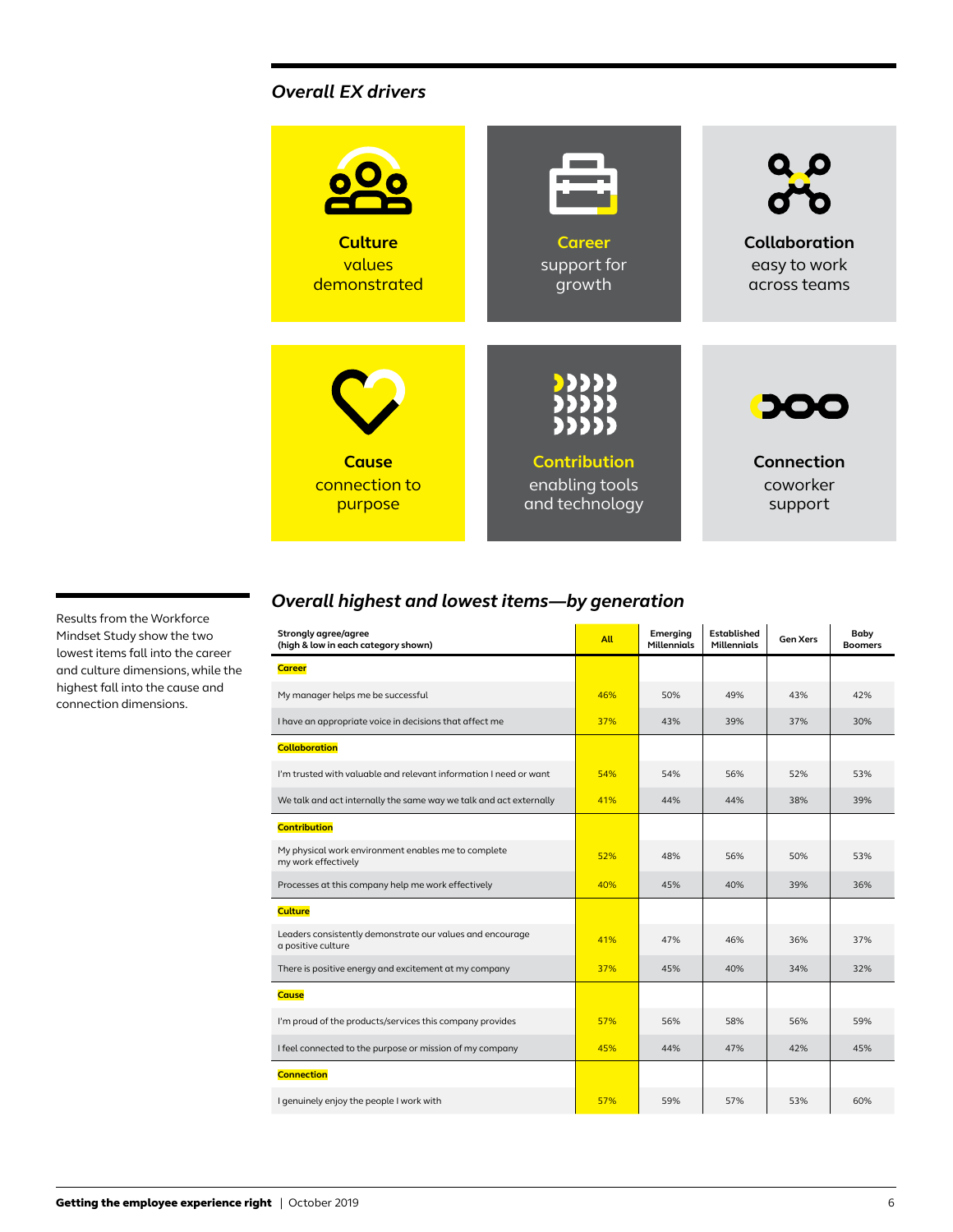## *Overall EX drivers*

**Culture**
values demonstrated

**Career**
support for growth

**Collaboration**
easy to work across teams

**Cause**
connection to purpose

**Contribution**
enabling tools and technology

**Connection**
coworker support

Results from the Workforce Mindset Study show the two lowest items fall into the career and culture dimensions, while the highest fall into the cause and connection dimensions.

## *Overall highest and lowest items—by generation*

| Strongly agree/agree (high & low in each category shown) | All | Emerging Millennials | Established Millennials | Gen Xers | Baby Boomers |
|---|---|---|---|---|---|
| **Career** | | | | | |
| My manager helps me be successful | 46% | 50% | 49% | 43% | 42% |
| I have an appropriate voice in decisions that affect me | 37% | 43% | 39% | 37% | 30% |
| **Collaboration** | | | | | |
| I'm trusted with valuable and relevant information I need or want | 54% | 54% | 56% | 52% | 53% |
| We talk and act internally the same way we talk and act externally | 41% | 44% | 44% | 38% | 39% |
| **Contribution** | | | | | |
| My physical work environment enables me to complete my work effectively | 52% | 48% | 56% | 50% | 53% |
| Processes at this company help me work effectively | 40% | 45% | 40% | 39% | 36% |
| **Culture** | | | | | |
| Leaders consistently demonstrate our values and encourage a positive culture | 41% | 47% | 46% | 36% | 37% |
| There is positive energy and excitement at my company | 37% | 45% | 40% | 34% | 32% |
| **Cause** | | | | | |
| I'm proud of the products/services this company provides | 57% | 56% | 58% | 56% | 59% |
| I feel connected to the purpose or mission of my company | 45% | 44% | 47% | 42% | 45% |
| **Connection** | | | | | |
| I genuinely enjoy the people I work with | 57% | 59% | 57% | 53% | 60% |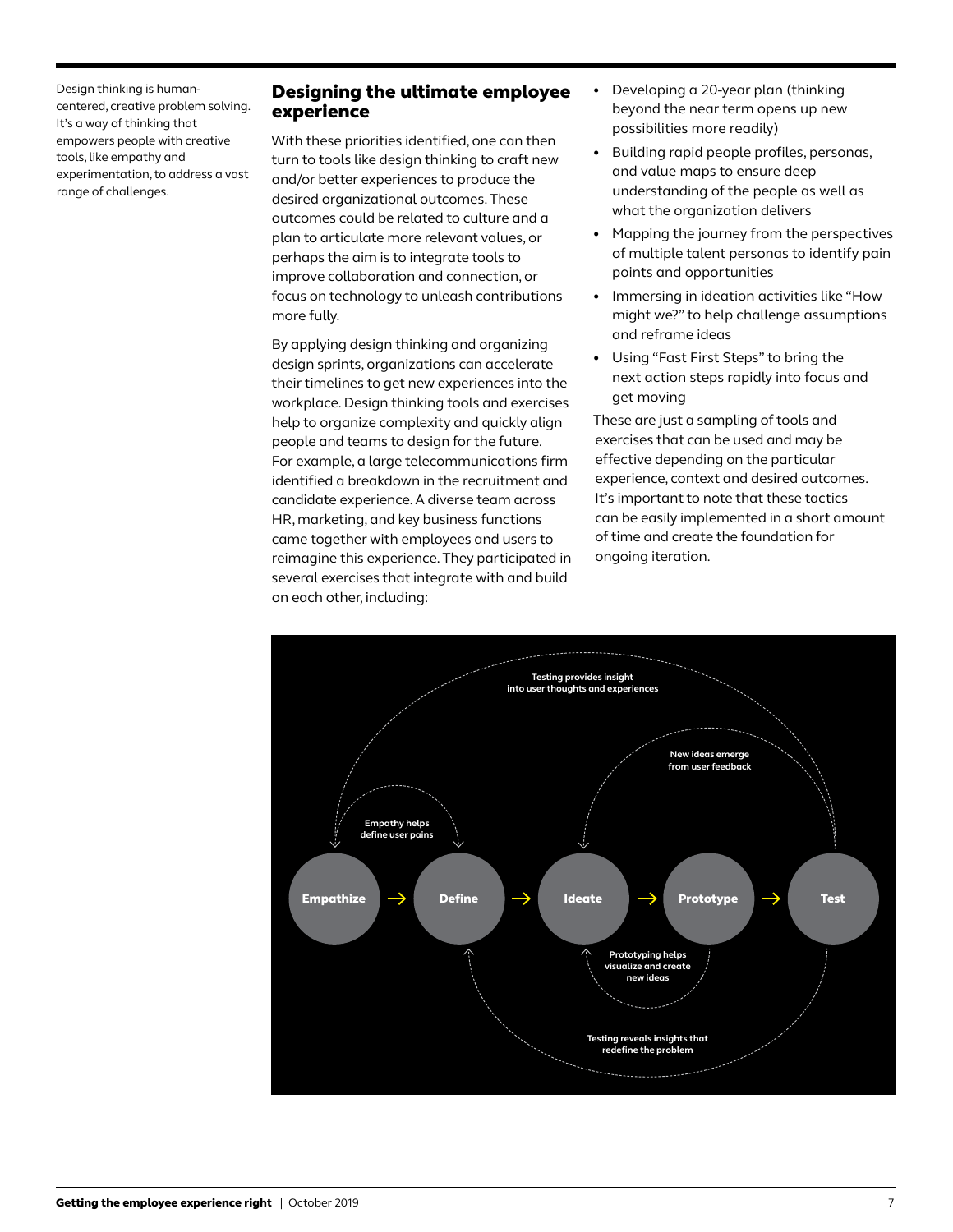Design thinking is human-centered, creative problem solving. It's a way of thinking that empowers people with creative tools, like empathy and experimentation, to address a vast range of challenges.

## Designing the ultimate employee experience

With these priorities identified, one can then turn to tools like design thinking to craft new and/or better experiences to produce the desired organizational outcomes. These outcomes could be related to culture and a plan to articulate more relevant values, or perhaps the aim is to integrate tools to improve collaboration and connection, or focus on technology to unleash contributions more fully.

By applying design thinking and organizing design sprints, organizations can accelerate their timelines to get new experiences into the workplace. Design thinking tools and exercises help to organize complexity and quickly align people and teams to design for the future. For example, a large telecommunications firm identified a breakdown in the recruitment and candidate experience. A diverse team across HR, marketing, and key business functions came together with employees and users to reimagine this experience. They participated in several exercises that integrate with and build on each other, including:

- Developing a 20-year plan (thinking beyond the near term opens up new possibilities more readily)
- Building rapid people profiles, personas, and value maps to ensure deep understanding of the people as well as what the organization delivers
- Mapping the journey from the perspectives of multiple talent personas to identify pain points and opportunities
- Immersing in ideation activities like "How might we?" to help challenge assumptions and reframe ideas
- Using "Fast First Steps" to bring the next action steps rapidly into focus and get moving

These are just a sampling of tools and exercises that can be used and may be effective depending on the particular experience, context and desired outcomes. It's important to note that these tactics can be easily implemented in a short amount of time and create the foundation for ongoing iteration.

Empathize → Define → Ideate → Prototype → Test

Testing provides insight into user thoughts and experiences

New ideas emerge from user feedback

Empathy helps define user pains

Prototyping helps visualize and create new ideas

Testing reveals insights that redefine the problem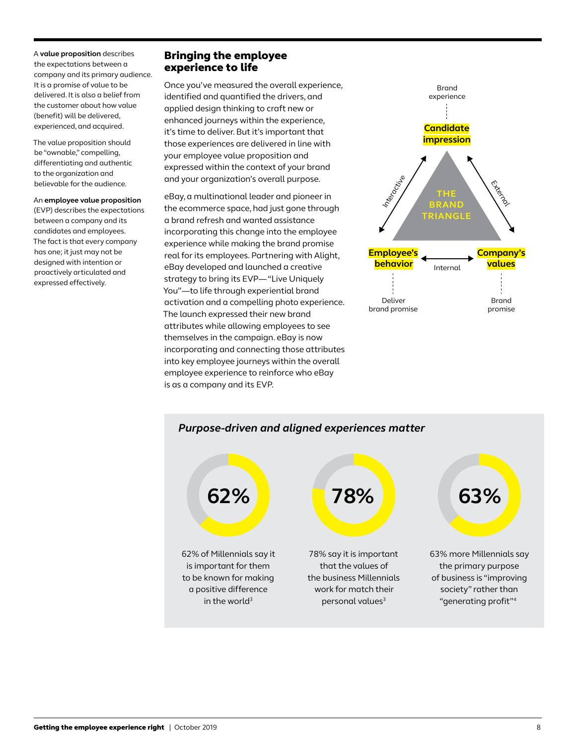A **value proposition** describes the expectations between a company and its primary audience. It is a promise of value to be delivered. It is also a belief from the customer about how value (benefit) will be delivered, experienced, and acquired.

The value proposition should be "ownable," compelling, differentiating and authentic to the organization and believable for the audience.

An **employee value proposition** (EVP) describes the expectations between a company and its candidates and employees. The fact is that every company has one; it just may not be designed with intention or proactively articulated and expressed effectively.

## Bringing the employee experience to life

Once you've measured the overall experience, identified and quantified the drivers, and applied design thinking to craft new or enhanced journeys within the experience, it's time to deliver. But it's important that those experiences are delivered in line with your employee value proposition and expressed within the context of your brand and your organization's overall purpose.

eBay, a multinational leader and pioneer in the ecommerce space, had just gone through a brand refresh and wanted assistance incorporating this change into the employee experience while making the brand promise real for its employees. Partnering with Alight, eBay developed and launched a creative strategy to bring its EVP—"Live Uniquely You"—to life through experiential brand activation and a compelling photo experience. The launch expressed their new brand attributes while allowing employees to see themselves in the campaign. eBay is now incorporating and connecting those attributes into key employee journeys within the overall employee experience to reinforce who eBay is as a company and its EVP.

**THE BRAND TRIANGLE**

- Brand experience — **Candidate impression**
- Interactive — External
- **Employee's behavior** ← Internal → **Company's values**
- Deliver brand promise — Brand promise

### *Purpose-driven and aligned experiences matter*

**62%** — 62% of Millennials say it is important for them to be known for making a positive difference in the world[3]

**78%** — 78% say it is important that the values of the business Millennials work for match their personal values[3]

**63%** — 63% more Millennials say the primary purpose of business is "improving society" rather than "generating profit"[4]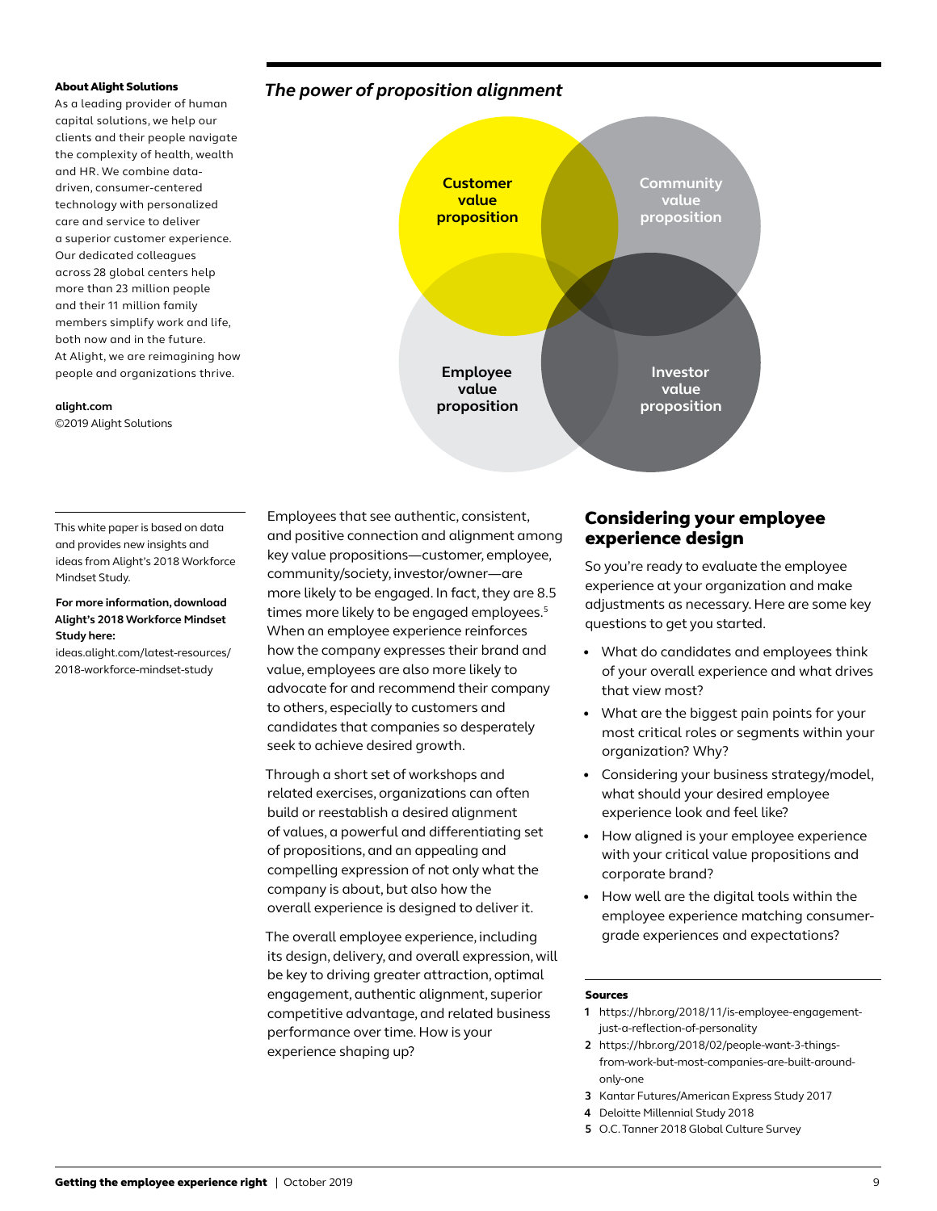**About Alight Solutions**

As a leading provider of human capital solutions, we help our clients and their people navigate the complexity of health, wealth and HR. We combine data-driven, consumer-centered technology with personalized care and service to deliver a superior customer experience. Our dedicated colleagues across 28 global centers help more than 23 million people and their 11 million family members simplify work and life, both now and in the future. At Alight, we are reimagining how people and organizations thrive.

**alight.com**

©2019 Alight Solutions

### *The power of proposition alignment*

Customer value proposition

Community value proposition

Employee value proposition

Investor value proposition

This white paper is based on data and provides new insights and ideas from Alight's 2018 Workforce Mindset Study.

**For more information, download Alight's 2018 Workforce Mindset Study here:**

ideas.alight.com/latest-resources/2018-workforce-mindset-study

Employees that see authentic, consistent, and positive connection and alignment among key value propositions—customer, employee, community/society, investor/owner—are more likely to be engaged. In fact, they are 8.5 times more likely to be engaged employees.[5] When an employee experience reinforces how the company expresses their brand and value, employees are also more likely to advocate for and recommend their company to others, especially to customers and candidates that companies so desperately seek to achieve desired growth.

Through a short set of workshops and related exercises, organizations can often build or reestablish a desired alignment of values, a powerful and differentiating set of propositions, and an appealing and compelling expression of not only what the company is about, but also how the overall experience is designed to deliver it.

The overall employee experience, including its design, delivery, and overall expression, will be key to driving greater attraction, optimal engagement, authentic alignment, superior competitive advantage, and related business performance over time. How is your experience shaping up?

## Considering your employee experience design

So you're ready to evaluate the employee experience at your organization and make adjustments as necessary. Here are some key questions to get you started.

- What do candidates and employees think of your overall experience and what drives that view most?
- What are the biggest pain points for your most critical roles or segments within your organization? Why?
- Considering your business strategy/model, what should your desired employee experience look and feel like?
- How aligned is your employee experience with your critical value propositions and corporate brand?
- How well are the digital tools within the employee experience matching consumer-grade experiences and expectations?

**Sources**

1. https://hbr.org/2018/11/is-employee-engagement-just-a-reflection-of-personality
2. https://hbr.org/2018/02/people-want-3-things-from-work-but-most-companies-are-built-around-only-one
3. Kantar Futures/American Express Study 2017
4. Deloitte Millennial Study 2018
5. O.C. Tanner 2018 Global Culture Survey